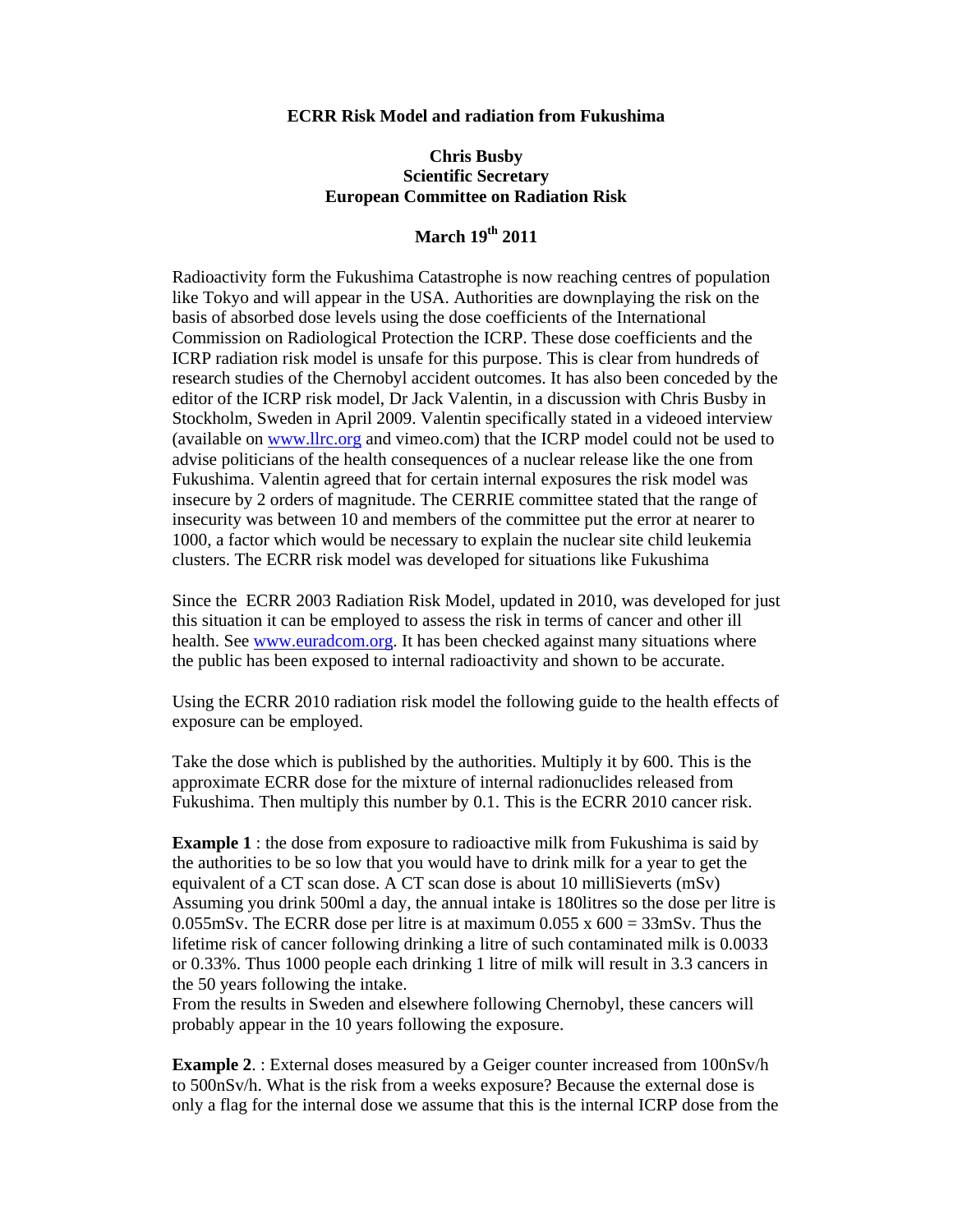**ECRR Risk Model and radiation from Fukushima**

**Chris Busby**
**Scientific Secretary**
**European Committee on Radiation Risk**

**March 19th 2011**

Radioactivity form the Fukushima Catastrophe is now reaching centres of population like Tokyo and will appear in the USA. Authorities are downplaying the risk on the basis of absorbed dose levels using the dose coefficients of the International Commission on Radiological Protection the ICRP. These dose coefficients and the ICRP radiation risk model is unsafe for this purpose. This is clear from hundreds of research studies of the Chernobyl accident outcomes. It has also been conceded by the editor of the ICRP risk model, Dr Jack Valentin, in a discussion with Chris Busby in Stockholm, Sweden in April 2009. Valentin specifically stated in a videoed interview (available on [www.llrc.org](http://www.llrc.org) and vimeo.com) that the ICRP model could not be used to advise politicians of the health consequences of a nuclear release like the one from Fukushima. Valentin agreed that for certain internal exposures the risk model was insecure by 2 orders of magnitude. The CERRIE committee stated that the range of insecurity was between 10 and members of the committee put the error at nearer to 1000, a factor which would be necessary to explain the nuclear site child leukemia clusters. The ECRR risk model was developed for situations like Fukushima

Since the ECRR 2003 Radiation Risk Model, updated in 2010, was developed for just this situation it can be employed to assess the risk in terms of cancer and other ill health. See [www.euradcom.org](http://www.euradcom.org). It has been checked against many situations where the public has been exposed to internal radioactivity and shown to be accurate.

Using the ECRR 2010 radiation risk model the following guide to the health effects of exposure can be employed.

Take the dose which is published by the authorities. Multiply it by 600. This is the approximate ECRR dose for the mixture of internal radionuclides released from Fukushima. Then multiply this number by 0.1. This is the ECRR 2010 cancer risk.

**Example 1** : the dose from exposure to radioactive milk from Fukushima is said by the authorities to be so low that you would have to drink milk for a year to get the equivalent of a CT scan dose. A CT scan dose is about 10 milliSieverts (mSv) Assuming you drink 500ml a day, the annual intake is 180litres so the dose per litre is 0.055mSv. The ECRR dose per litre is at maximum 0.055 x 600 = 33mSv. Thus the lifetime risk of cancer following drinking a litre of such contaminated milk is 0.0033 or 0.33%. Thus 1000 people each drinking 1 litre of milk will result in 3.3 cancers in the 50 years following the intake.
From the results in Sweden and elsewhere following Chernobyl, these cancers will probably appear in the 10 years following the exposure.

**Example 2**. : External doses measured by a Geiger counter increased from 100nSv/h to 500nSv/h. What is the risk from a weeks exposure? Because the external dose is only a flag for the internal dose we assume that this is the internal ICRP dose from the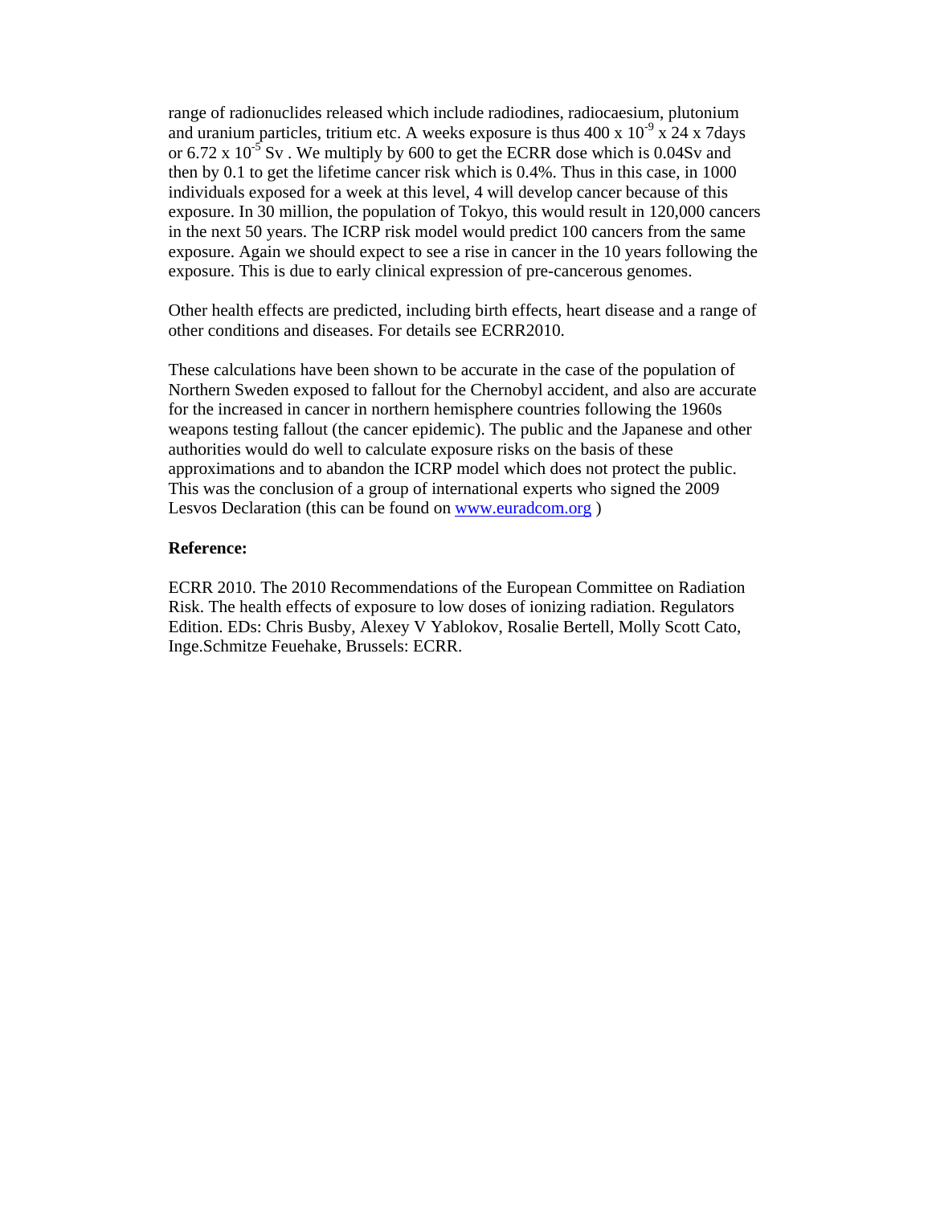range of radionuclides released which include radiodines, radiocaesium, plutonium and uranium particles, tritium etc. A weeks exposure is thus 400 x $10^{-9}$ x 24 x 7days or 6.72 x $10^{-5}$ Sv . We multiply by 600 to get the ECRR dose which is 0.04Sv and then by 0.1 to get the lifetime cancer risk which is 0.4%. Thus in this case, in 1000 individuals exposed for a week at this level, 4 will develop cancer because of this exposure. In 30 million, the population of Tokyo, this would result in 120,000 cancers in the next 50 years. The ICRP risk model would predict 100 cancers from the same exposure. Again we should expect to see a rise in cancer in the 10 years following the exposure. This is due to early clinical expression of pre-cancerous genomes.

Other health effects are predicted, including birth effects, heart disease and a range of other conditions and diseases. For details see ECRR2010.

These calculations have been shown to be accurate in the case of the population of Northern Sweden exposed to fallout for the Chernobyl accident, and also are accurate for the increased in cancer in northern hemisphere countries following the 1960s weapons testing fallout (the cancer epidemic). The public and the Japanese and other authorities would do well to calculate exposure risks on the basis of these approximations and to abandon the ICRP model which does not protect the public. This was the conclusion of a group of international experts who signed the 2009 Lesvos Declaration (this can be found on [www.euradcom.org](http://www.euradcom.org) )

**Reference:**

ECRR 2010. The 2010 Recommendations of the European Committee on Radiation Risk. The health effects of exposure to low doses of ionizing radiation. Regulators Edition. EDs: Chris Busby, Alexey V Yablokov, Rosalie Bertell, Molly Scott Cato, Inge.Schmitze Feuehake, Brussels: ECRR.